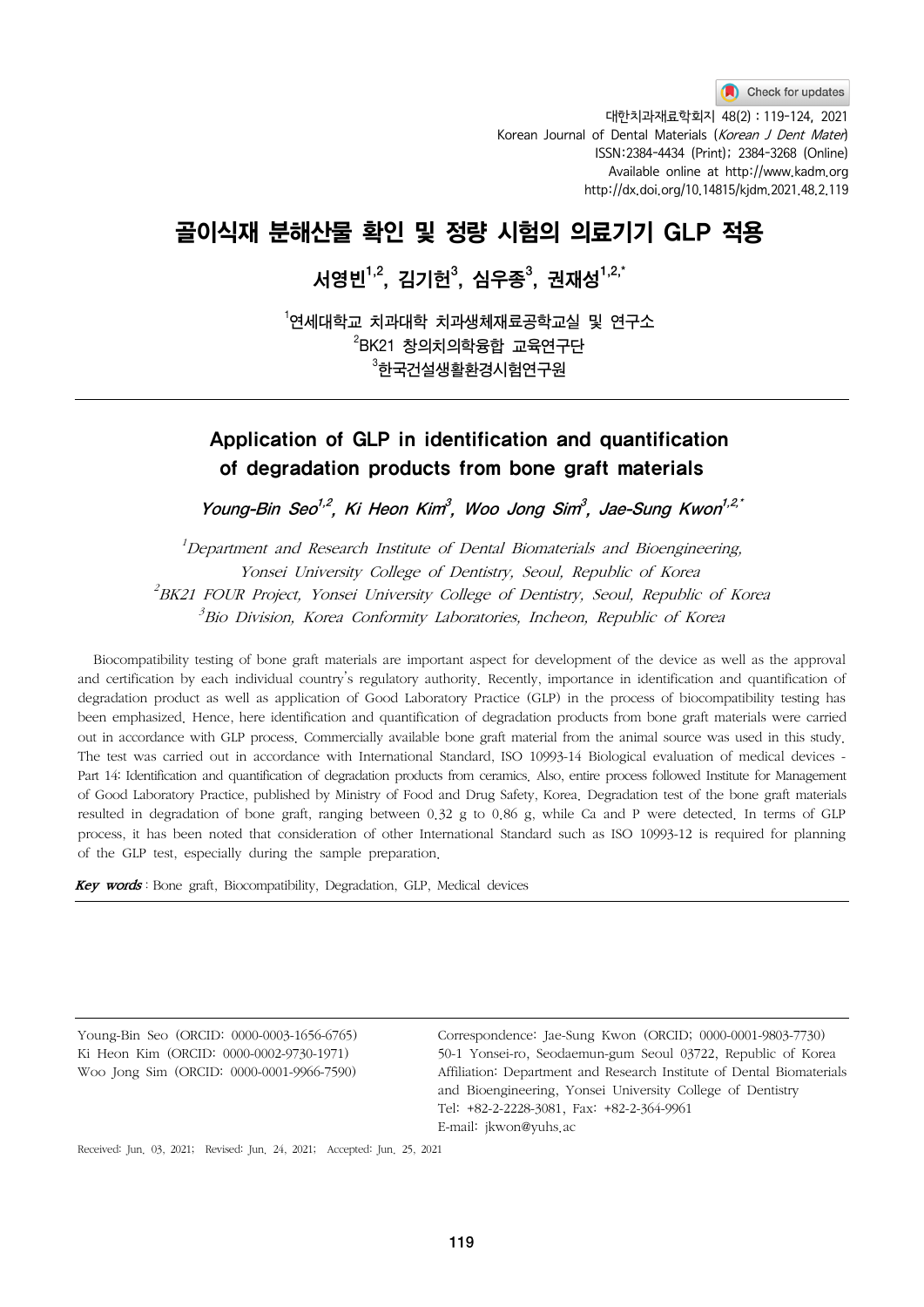# 골이식재 분해산물 확인 및 정량 시험의 의료기기 GLP 적용

서영빈[1,2], 김기헌[3], 심우종[3], 권재성[1,2,*]

[1]연세대학교 치과대학 치과생체재료공학교실 및 연구소
[2]BK21 창의치의학융합 교육연구단
[3]한국건설생활환경시험연구원

## Application of GLP in identification and quantification of degradation products from bone graft materials

*Young-Bin Seo[1,2], Ki Heon Kim[3], Woo Jong Sim[3], Jae-Sung Kwon[1,2,*]*

*[1]Department and Research Institute of Dental Biomaterials and Bioengineering, Yonsei University College of Dentistry, Seoul, Republic of Korea*
*[2]BK21 FOUR Project, Yonsei University College of Dentistry, Seoul, Republic of Korea*
*[3]Bio Division, Korea Conformity Laboratories, Incheon, Republic of Korea*

Biocompatibility testing of bone graft materials are important aspect for development of the device as well as the approval and certification by each individual country's regulatory authority. Recently, importance in identification and quantification of degradation product as well as application of Good Laboratory Practice (GLP) in the process of biocompatibility testing has been emphasized. Hence, here identification and quantification of degradation products from bone graft materials were carried out in accordance with GLP process. Commercially available bone graft material from the animal source was used in this study. The test was carried out in accordance with International Standard, ISO 10993-14 Biological evaluation of medical devices - Part 14: Identification and quantification of degradation products from ceramics. Also, entire process followed Institute for Management of Good Laboratory Practice, published by Ministry of Food and Drug Safety, Korea. Degradation test of the bone graft materials resulted in degradation of bone graft, ranging between 0.32 g to 0.86 g, while Ca and P were detected. In terms of GLP process, it has been noted that consideration of other International Standard such as ISO 10993-12 is required for planning of the GLP test, especially during the sample preparation.

***Key words*** : Bone graft, Biocompatibility, Degradation, GLP, Medical devices

---

Young-Bin Seo (ORCID: 0000-0003-1656-6765)
Ki Heon Kim (ORCID: 0000-0002-9730-1971)
Woo Jong Sim (ORCID: 0000-0001-9966-7590)

Correspondence: Jae-Sung Kwon (ORCID; 0000-0001-9803-7730)
50-1 Yonsei-ro, Seodaemun-gum Seoul 03722, Republic of Korea
Affiliation: Department and Research Institute of Dental Biomaterials and Bioengineering, Yonsei University College of Dentistry
Tel: +82-2-2228-3081, Fax: +82-2-364-9961
E-mail: jkwon@yuhs.ac

Received: Jun. 03, 2021; Revised: Jun. 24, 2021; Accepted: Jun. 25, 2021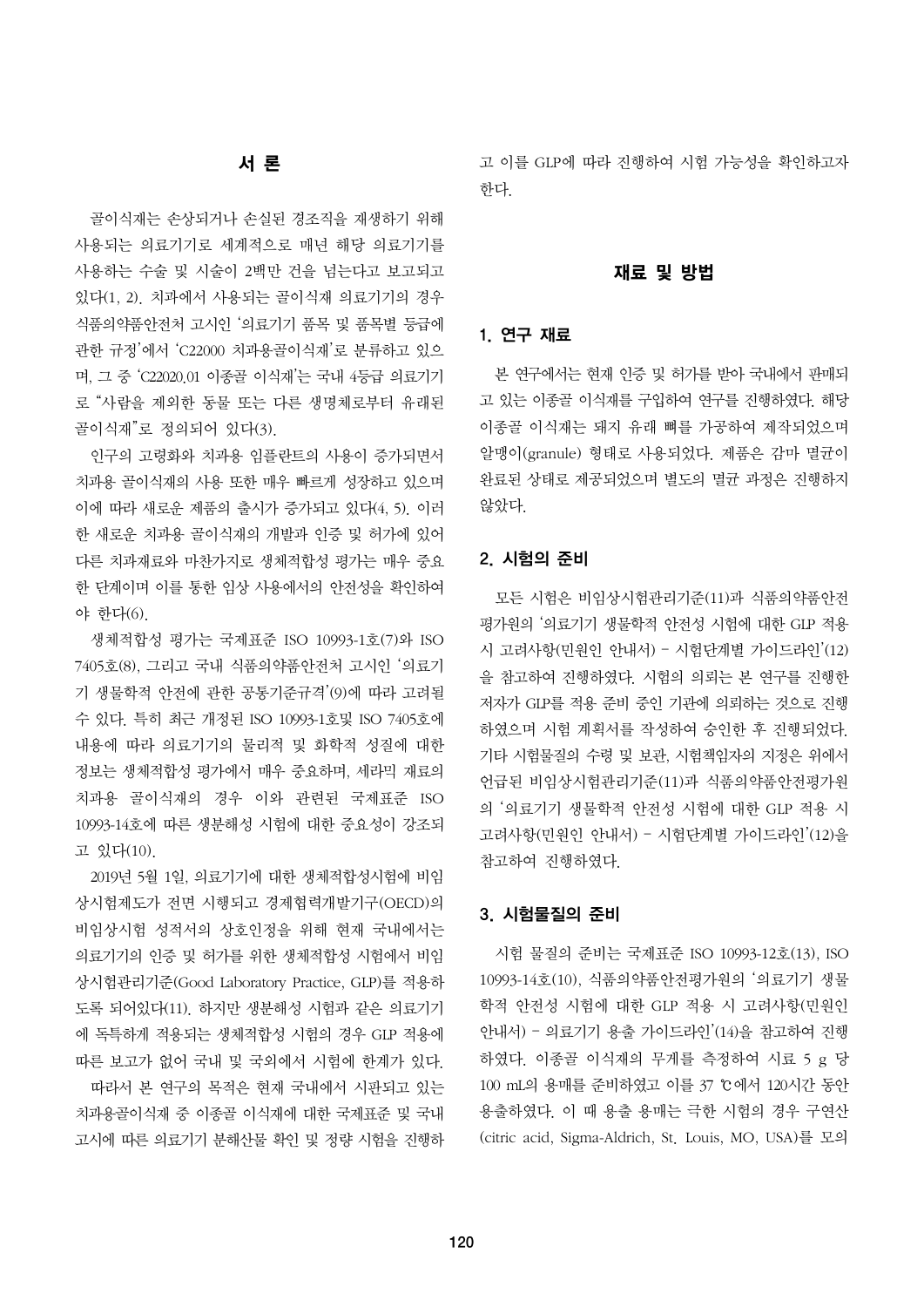## 서 론

골이식재는 손상되거나 손실된 경조직을 재생하기 위해 사용되는 의료기기로 세계적으로 매년 해당 의료기기를 사용하는 수술 및 시술이 2백만 건을 넘는다고 보고되고 있다(1, 2). 치과에서 사용되는 골이식재 의료기기의 경우 식품의약품안전처 고시인 '의료기기 품목 및 품목별 등급에 관한 규정'에서 'C22000 치과용골이식재'로 분류하고 있으며, 그 중 'C22020.01 이종골 이식재'는 국내 4등급 의료기기로 "사람을 제외한 동물 또는 다른 생명체로부터 유래된 골이식재"로 정의되어 있다(3).

인구의 고령화와 치과용 임플란트의 사용이 증가되면서 치과용 골이식재의 사용 또한 매우 빠르게 성장하고 있으며 이에 따라 새로운 제품의 출시가 증가되고 있다(4, 5). 이러한 새로운 치과용 골이식재의 개발과 인증 및 허가에 있어 다른 치과재료와 마찬가지로 생체적합성 평가는 매우 중요한 단계이며 이를 통한 임상 사용에서의 안전성을 확인하여야 한다(6).

생체적합성 평가는 국제표준 ISO 10993-1호(7)와 ISO 7405호(8), 그리고 국내 식품의약품안전처 고시인 '의료기기 생물학적 안전에 관한 공통기준규격'(9)에 따라 고려될 수 있다. 특히 최근 개정된 ISO 10993-1호및 ISO 7405호에 내용에 따라 의료기기의 물리적 및 화학적 성질에 대한 정보는 생체적합성 평가에서 매우 중요하며, 세라믹 재료의 치과용 골이식재의 경우 이와 관련된 국제표준 ISO 10993-14호에 따른 생분해성 시험에 대한 중요성이 강조되고 있다(10).

2019년 5월 1일, 의료기기에 대한 생체적합성시험에 비임상시험제도가 전면 시행되고 경제협력개발기구(OECD)의 비임상시험 성적서의 상호인정을 위해 현재 국내에서는 의료기기의 인증 및 허가를 위한 생체적합성 시험에서 비임상시험관리기준(Good Laboratory Practice, GLP)를 적용하도록 되어있다(11). 하지만 생분해성 시험과 같은 의료기기에 독특하게 적용되는 생체적합성 시험의 경우 GLP 적용에 따른 보고가 없어 국내 및 국외에서 시험에 한계가 있다.

따라서 본 연구의 목적은 현재 국내에서 시판되고 있는 치과용골이식재 중 이종골 이식재에 대한 국제표준 및 국내 고시에 따른 의료기기 분해산물 확인 및 정량 시험을 진행하고 이를 GLP에 따라 진행하여 시험 가능성을 확인하고자 한다.

## 재료 및 방법

### 1. 연구 재료

본 연구에서는 현재 인증 및 허가를 받아 국내에서 판매되고 있는 이종골 이식재를 구입하여 연구를 진행하였다. 해당 이종골 이식재는 돼지 유래 뼈를 가공하여 제작되었으며 알맹이(granule) 형태로 사용되었다. 제품은 감마 멸균이 완료된 상태로 제공되었으며 별도의 멸균 과정은 진행하지 않았다.

### 2. 시험의 준비

모든 시험은 비임상시험관리기준(11)과 식품의약품안전평가원의 '의료기기 생물학적 안전성 시험에 대한 GLP 적용 시 고려사항(민원인 안내서) - 시험단계별 가이드라인'(12)을 참고하여 진행하였다. 시험의 의뢰는 본 연구를 진행한 저자가 GLP를 적용 준비 중인 기관에 의뢰하는 것으로 진행하였으며 시험 계획서를 작성하여 승인한 후 진행되었다. 기타 시험물질의 수령 및 보관, 시험책임자의 지정은 위에서 언급된 비임상시험관리기준(11)과 식품의약품안전평가원의 '의료기기 생물학적 안전성 시험에 대한 GLP 적용 시 고려사항(민원인 안내서) - 시험단계별 가이드라인'(12)을 참고하여 진행하였다.

### 3. 시험물질의 준비

시험 물질의 준비는 국제표준 ISO 10993-12호(13), ISO 10993-14호(10), 식품의약품안전평가원의 '의료기기 생물학적 안전성 시험에 대한 GLP 적용 시 고려사항(민원인 안내서) - 의료기기 용출 가이드라인'(14)을 참고하여 진행하였다. 이종골 이식재의 무게를 측정하여 시료 5 g 당 100 mL의 용매를 준비하였고 이를 37 ℃에서 120시간 동안 용출하였다. 이 때 용출 용매는 극한 시험의 경우 구연산(citric acid, Sigma-Aldrich, St. Louis, MO, USA)를 모의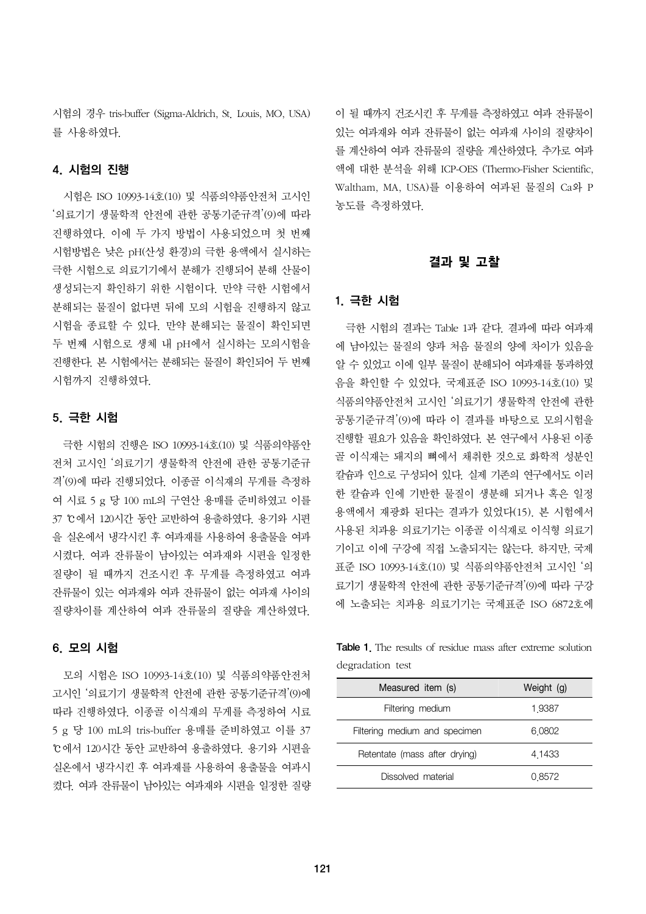시험의 경우 tris-buffer (Sigma-Aldrich, St. Louis, MO, USA)를 사용하였다.

### 4. 시험의 진행

시험은 ISO 10993-14호(10) 및 식품의약품안전처 고시인 '의료기기 생물학적 안전에 관한 공통기준규격'(9)에 따라 진행하였다. 이에 두 가지 방법이 사용되었으며 첫 번째 시험방법은 낮은 pH(산성 환경)의 극한 용액에서 실시하는 극한 시험으로 의료기기에서 분해가 진행되어 분해 산물이 생성되는지 확인하기 위한 시험이다. 만약 극한 시험에서 분해되는 물질이 없다면 뒤에 모의 시험을 진행하지 않고 시험을 종료할 수 있다. 만약 분해되는 물질이 확인되면 두 번째 시험으로 생체 내 pH에서 실시하는 모의시험을 진행한다. 본 시험에서는 분해되는 물질이 확인되어 두 번째 시험까지 진행하였다.

### 5. 극한 시험

극한 시험의 진행은 ISO 10993-14호(10) 및 식품의약품안전처 고시인 '의료기기 생물학적 안전에 관한 공통기준규격'(9)에 따라 진행되었다. 이종골 이식재의 무게를 측정하여 시료 5 g 당 100 mL의 구연산 용매를 준비하였고 이를 37 ℃에서 120시간 동안 교반하여 용출하였다. 용기와 시편을 실온에서 냉각시킨 후 여과재를 사용하여 용출물을 여과시켰다. 여과 잔류물이 남아있는 여과재와 시편을 일정한 질량이 될 때까지 건조시킨 후 무게를 측정하였고 여과 잔류물이 있는 여과재와 여과 잔류물이 없는 여과재 사이의 질량차이를 계산하여 여과 잔류물의 질량을 계산하였다.

### 6. 모의 시험

모의 시험은 ISO 10993-14호(10) 및 식품의약품안전처 고시인 '의료기기 생물학적 안전에 관한 공통기준규격'(9)에 따라 진행하였다. 이종골 이식재의 무게를 측정하여 시료 5 g 당 100 mL의 tris-buffer 용매를 준비하였고 이를 37 ℃에서 120시간 동안 교반하여 용출하였다. 용기와 시편을 실온에서 냉각시킨 후 여과재를 사용하여 용출물을 여과시켰다. 여과 잔류물이 남아있는 여과재와 시편을 일정한 질량이 될 때까지 건조시킨 후 무게를 측정하였고 여과 잔류물이 있는 여과재와 여과 잔류물이 없는 여과재 사이의 질량차이를 계산하여 여과 잔류물의 질량을 계산하였다. 추가로 여과액에 대한 분석을 위해 ICP-OES (Thermo-Fisher Scientific, Waltham, MA, USA)를 이용하여 여과된 물질의 Ca와 P 농도를 측정하였다.

## 결과 및 고찰

### 1. 극한 시험

극한 시험의 결과는 Table 1과 같다. 결과에 따라 여과재에 남아있는 물질의 양과 처음 물질의 양에 차이가 있음을 알 수 있었고 이에 일부 물질이 분해되어 여과재를 통과하였음을 확인할 수 있었다. 국제표준 ISO 10993-14호(10) 및 식품의약품안전처 고시인 '의료기기 생물학적 안전에 관한 공통기준규격'(9)에 따라 이 결과를 바탕으로 모의시험을 진행할 필요가 있음을 확인하였다. 본 연구에서 사용된 이종골 이식재는 돼지의 뼈에서 채취한 것으로 화학적 성분인 칼슘과 인으로 구성되어 있다. 실제 기존의 연구에서도 이러한 칼슘과 인에 기반한 물질이 생분해 되거나 혹은 일정 용액에서 재광화 된다는 결과가 있었다(15). 본 시험에서 사용된 치과용 의료기기는 이종골 이식재로 이식형 의료기기이고 이에 구강에 직접 노출되지는 않는다. 하지만, 국제표준 ISO 10993-14호(10) 및 식품의약품안전처 고시인 '의료기기 생물학적 안전에 관한 공통기준규격'(9)에 따라 구강에 노출되는 치과용 의료기기는 국제표준 ISO 6872호에

**Table 1.** The results of residue mass after extreme solution degradation test

| Measured item (s) | Weight (g) |
|---|---|
| Filtering medium | 1.9387 |
| Filtering medium and specimen | 6.0802 |
| Retentate (mass after drying) | 4.1433 |
| Dissolved material | 0.8572 |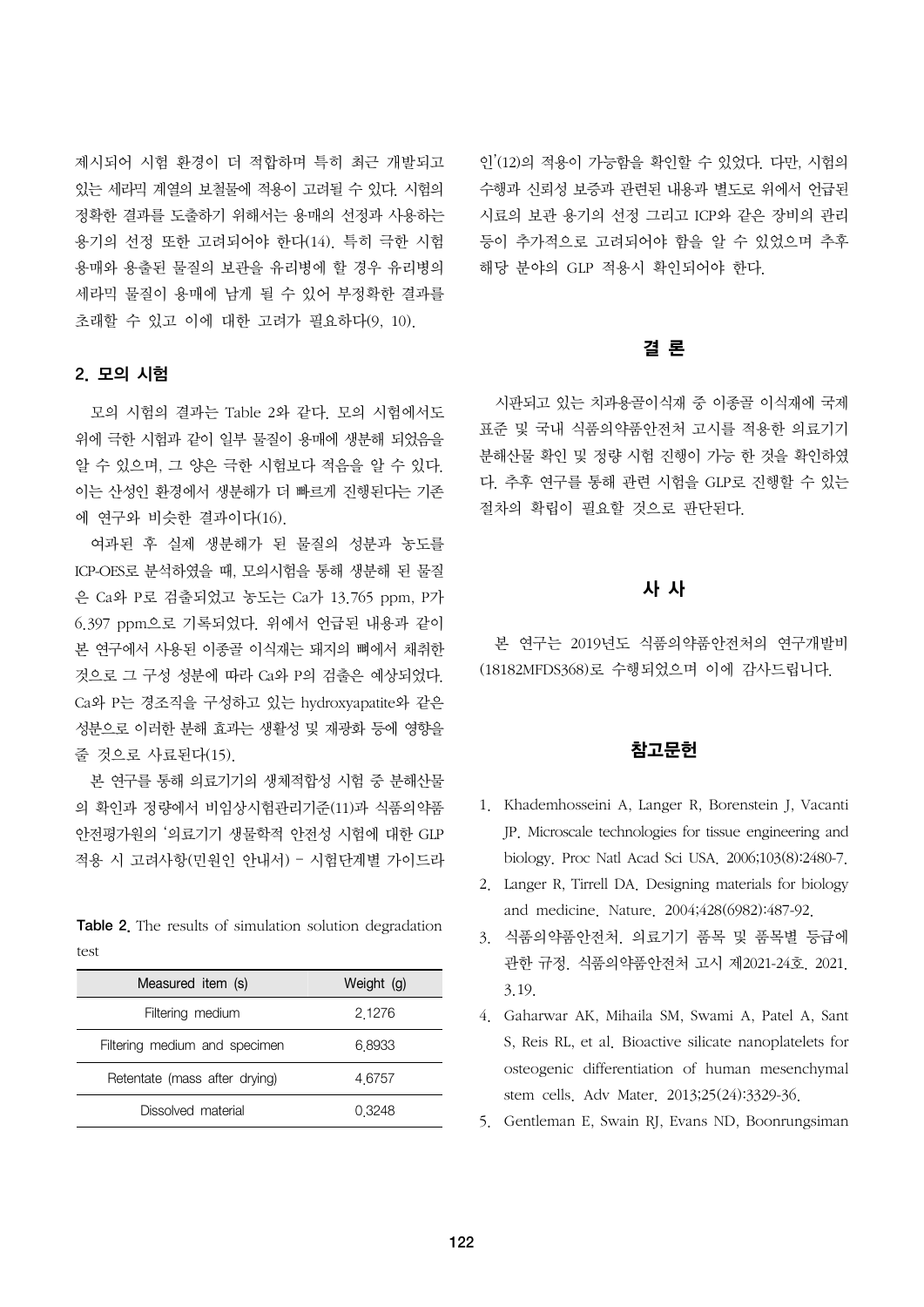제시되어 시험 환경이 더 적합하며 특히 최근 개발되고 있는 세라믹 계열의 보철물에 적용이 고려될 수 있다. 시험의 정확한 결과를 도출하기 위해서는 용매의 선정과 사용하는 용기의 선정 또한 고려되어야 한다(14). 특히 극한 시험 용매와 용출된 물질의 보관을 유리병에 할 경우 유리병의 세라믹 물질이 용매에 남게 될 수 있어 부정확한 결과를 초래할 수 있고 이에 대한 고려가 필요하다(9, 10).

## 2. 모의 시험

모의 시험의 결과는 Table 2와 같다. 모의 시험에서도 위에 극한 시험과 같이 일부 물질이 용매에 생분해 되었음을 알 수 있으며, 그 양은 극한 시험보다 적음을 알 수 있다. 이는 산성인 환경에서 생분해가 더 빠르게 진행된다는 기존에 연구와 비슷한 결과이다(16).

여과된 후 실제 생분해가 된 물질의 성분과 농도를 ICP-OES로 분석하였을 때, 모의시험을 통해 생분해 된 물질은 Ca와 P로 검출되었고 농도는 Ca가 13.765 ppm, P가 6.397 ppm으로 기록되었다. 위에서 언급된 내용과 같이 본 연구에서 사용된 이종골 이식재는 돼지의 뼈에서 채취한 것으로 그 구성 성분에 따라 Ca와 P의 검출은 예상되었다. Ca와 P는 경조직을 구성하고 있는 hydroxyapatite와 같은 성분으로 이러한 분해 효과는 생활성 및 재광화 등에 영향을 줄 것으로 사료된다(15).

본 연구를 통해 의료기기의 생체적합성 시험 중 분해산물의 확인과 정량에서 비임상시험관리기준(11)과 식품의약품안전평가원의 '의료기기 생물학적 안전성 시험에 대한 GLP 적용 시 고려사항(민원인 안내서) – 시험단계별 가이드라인'(12)의 적용이 가능함을 확인할 수 있었다. 다만, 시험의 수행과 신뢰성 보증과 관련된 내용과 별도로 위에서 언급된 시료의 보관 용기의 선정 그리고 ICP와 같은 장비의 관리 등이 추가적으로 고려되어야 함을 알 수 있었으며 추후 해당 분야의 GLP 적용시 확인되어야 한다.

**Table 2.** The results of simulation solution degradation test

| Measured item (s) | Weight (g) |
|---|---|
| Filtering medium | 2.1276 |
| Filtering medium and specimen | 6.8933 |
| Retentate (mass after drying) | 4.6757 |
| Dissolved material | 0.3248 |

## 결 론

시판되고 있는 치과용골이식재 중 이종골 이식재에 국제표준 및 국내 식품의약품안전처 고시를 적용한 의료기기 분해산물 확인 및 정량 시험 진행이 가능 한 것을 확인하였다. 추후 연구를 통해 관련 시험을 GLP로 진행할 수 있는 절차의 확립이 필요할 것으로 판단된다.

## 사 사

본 연구는 2019년도 식품의약품안전처의 연구개발비(18182MFDS368)로 수행되었으며 이에 감사드립니다.

## 참고문헌

1. Khademhosseini A, Langer R, Borenstein J, Vacanti JP. Microscale technologies for tissue engineering and biology. Proc Natl Acad Sci USA. 2006;103(8):2480-7.
2. Langer R, Tirrell DA. Designing materials for biology and medicine. Nature. 2004;428(6982):487-92.
3. 식품의약품안전처. 의료기기 품목 및 품목별 등급에 관한 규정. 식품의약품안전처 고시 제2021-24호. 2021. 3.19.
4. Gaharwar AK, Mihaila SM, Swami A, Patel A, Sant S, Reis RL, et al. Bioactive silicate nanoplatelets for osteogenic differentiation of human mesenchymal stem cells. Adv Mater. 2013;25(24):3329-36.
5. Gentleman E, Swain RJ, Evans ND, Boonrungsiman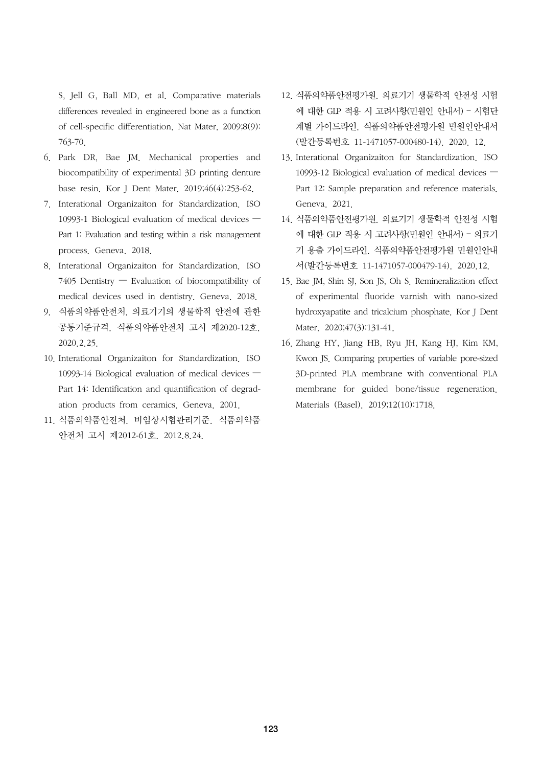S, Jell G, Ball MD, et al. Comparative materials differences revealed in engineered bone as a function of cell-specific differentiation. Nat Mater. 2009;8(9):763-70.

6. Park DR, Bae JM. Mechanical properties and biocompatibility of experimental 3D printing denture base resin. Kor J Dent Mater. 2019;46(4):253-62.
7. Interational Organizaiton for Standardization. ISO 10993-1 Biological evaluation of medical devices — Part 1: Evaluation and testing within a risk management process. Geneva. 2018.
8. Interational Organizaiton for Standardization. ISO 7405 Dentistry — Evaluation of biocompatibility of medical devices used in dentistry. Geneva. 2018.
9. 식품의약품안전처. 의료기기의 생물학적 안전에 관한 공통기준규격. 식품의약품안전처 고시 제2020-12호. 2020.2.25.
10. Interational Organizaiton for Standardization. ISO 10993-14 Biological evaluation of medical devices — Part 14: Identification and quantification of degradation products from ceramics. Geneva. 2001.
11. 식품의약품안전처. 비임상시험관리기준. 식품의약품안전처 고시 제2012-61호. 2012.8.24.
12. 식품의약품안전평가원. 의료기기 생물학적 안전성 시험에 대한 GLP 적용 시 고려사항(민원인 안내서) - 시험단계별 가이드라인. 식품의약품안전평가원 민원인안내서(발간등록번호 11-1471057-000480-14). 2020. 12.
13. Interational Organizaiton for Standardization. ISO 10993-12 Biological evaluation of medical devices — Part 12: Sample preparation and reference materials. Geneva. 2021.
14. 식품의약품안전평가원. 의료기기 생물학적 안전성 시험에 대한 GLP 적용 시 고려사항(민원인 안내서) - 의료기기 용출 가이드라인. 식품의약품안전평가원 민원인안내서(발간등록번호 11-1471057-000479-14). 2020.12.
15. Bae JM, Shin SJ, Son JS, Oh S. Remineralization effect of experimental fluoride varnish with nano-sized hydroxyapatite and tricalcium phosphate. Kor J Dent Mater. 2020;47(3):131-41.
16. Zhang HY, Jiang HB, Ryu JH, Kang HJ, Kim KM, Kwon JS. Comparing properties of variable pore-sized 3D-printed PLA membrane with conventional PLA membrane for guided bone/tissue regeneration. Materials (Basel). 2019;12(10):1718.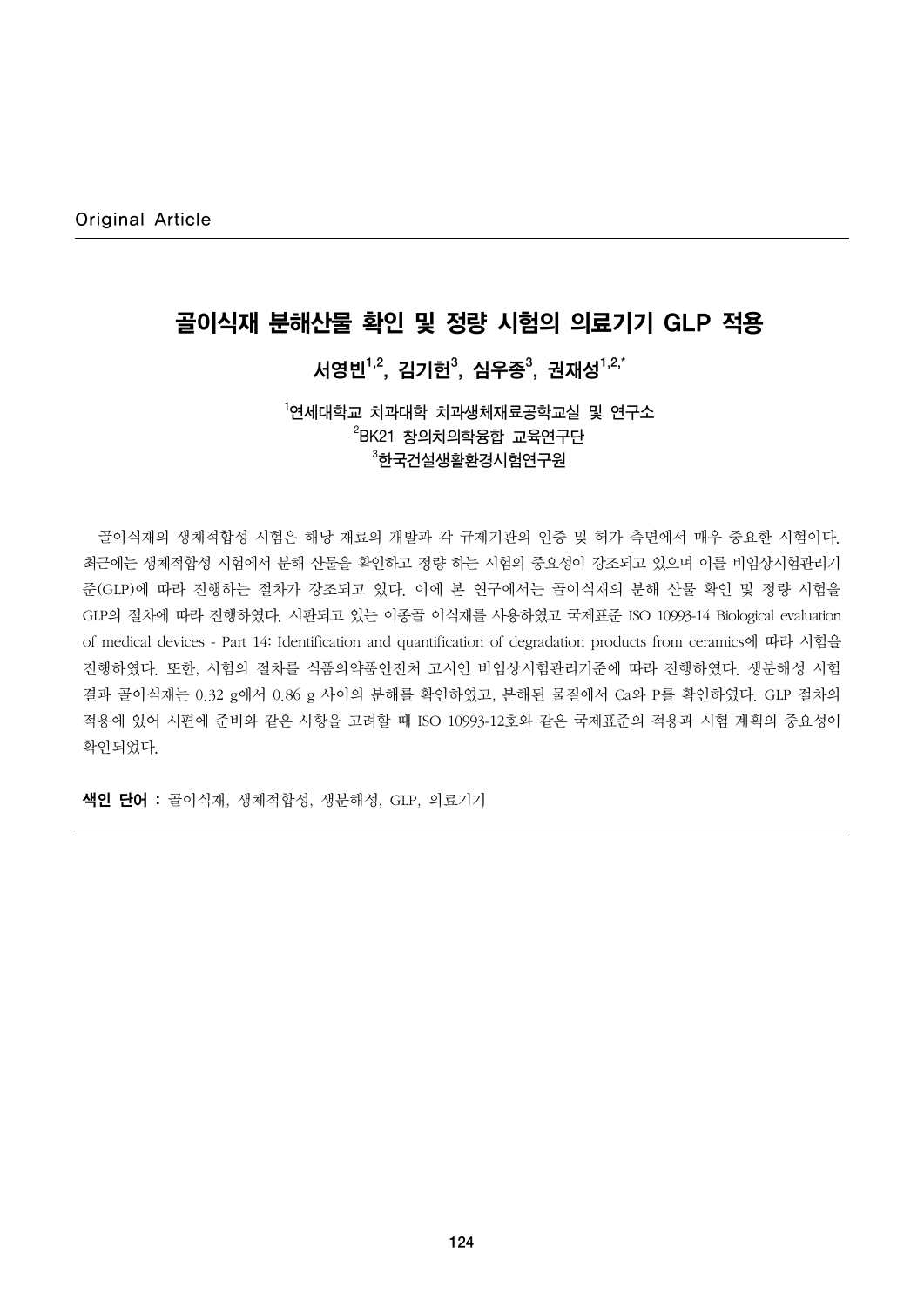Original Article

# 골이식재 분해산물 확인 및 정량 시험의 의료기기 GLP 적용

서영빈[1,2], 김기헌[3], 심우종[3], 권재성[1,2,*]

[1]연세대학교 치과대학 치과생체재료공학교실 및 연구소
[2]BK21 창의치의학융합 교육연구단
[3]한국건설생활환경시험연구원

골이식재의 생체적합성 시험은 해당 재료의 개발과 각 규제기관의 인증 및 허가 측면에서 매우 중요한 시험이다. 최근에는 생체적합성 시험에서 분해 산물을 확인하고 정량 하는 시험의 중요성이 강조되고 있으며 이를 비임상시험관리기준(GLP)에 따라 진행하는 절차가 강조되고 있다. 이에 본 연구에서는 골이식재의 분해 산물 확인 및 정량 시험을 GLP의 절차에 따라 진행하였다. 시판되고 있는 이종골 이식재를 사용하였고 국제표준 ISO 10993-14 Biological evaluation of medical devices - Part 14: Identification and quantification of degradation products from ceramics에 따라 시험을 진행하였다. 또한, 시험의 절차를 식품의약품안전처 고시인 비임상시험관리기준에 따라 진행하였다. 생분해성 시험 결과 골이식재는 0.32 g에서 0.86 g 사이의 분해를 확인하였고, 분해된 물질에서 Ca와 P를 확인하였다. GLP 절차의 적용에 있어 시편에 준비와 같은 사항을 고려할 때 ISO 10993-12호와 같은 국제표준의 적용과 시험 계획의 중요성이 확인되었다.

**색인 단어 :** 골이식재, 생체적합성, 생분해성, GLP, 의료기기